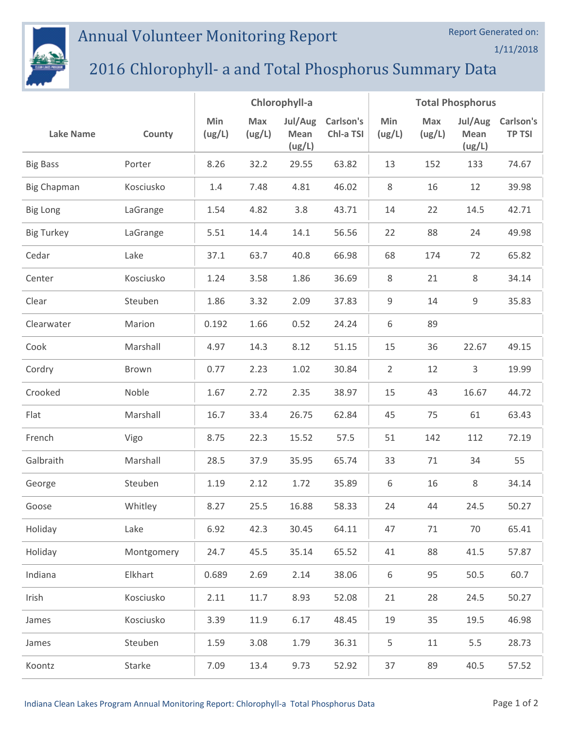# Annual Volunteer Monitoring Report

Report Generated on: 1/11/2018

## 2016 Chlorophyll- a and Total Phosphorus Summary Data

| Lake Name | County | Chlorophyll-a | | | | Total Phosphorus | | | |
|---|---|---|---|---|---|---|---|---|---|
| | | Min (ug/L) | Max (ug/L) | Jul/Aug Mean (ug/L) | Carlson's Chl-a TSI | Min (ug/L) | Max (ug/L) | Jul/Aug Mean (ug/L) | Carlson's TP TSI |
| Big Bass | Porter | 8.26 | 32.2 | 29.55 | 63.82 | 13 | 152 | 133 | 74.67 |
| Big Chapman | Kosciusko | 1.4 | 7.48 | 4.81 | 46.02 | 8 | 16 | 12 | 39.98 |
| Big Long | LaGrange | 1.54 | 4.82 | 3.8 | 43.71 | 14 | 22 | 14.5 | 42.71 |
| Big Turkey | LaGrange | 5.51 | 14.4 | 14.1 | 56.56 | 22 | 88 | 24 | 49.98 |
| Cedar | Lake | 37.1 | 63.7 | 40.8 | 66.98 | 68 | 174 | 72 | 65.82 |
| Center | Kosciusko | 1.24 | 3.58 | 1.86 | 36.69 | 8 | 21 | 8 | 34.14 |
| Clear | Steuben | 1.86 | 3.32 | 2.09 | 37.83 | 9 | 14 | 9 | 35.83 |
| Clearwater | Marion | 0.192 | 1.66 | 0.52 | 24.24 | 6 | 89 | | |
| Cook | Marshall | 4.97 | 14.3 | 8.12 | 51.15 | 15 | 36 | 22.67 | 49.15 |
| Cordry | Brown | 0.77 | 2.23 | 1.02 | 30.84 | 2 | 12 | 3 | 19.99 |
| Crooked | Noble | 1.67 | 2.72 | 2.35 | 38.97 | 15 | 43 | 16.67 | 44.72 |
| Flat | Marshall | 16.7 | 33.4 | 26.75 | 62.84 | 45 | 75 | 61 | 63.43 |
| French | Vigo | 8.75 | 22.3 | 15.52 | 57.5 | 51 | 142 | 112 | 72.19 |
| Galbraith | Marshall | 28.5 | 37.9 | 35.95 | 65.74 | 33 | 71 | 34 | 55 |
| George | Steuben | 1.19 | 2.12 | 1.72 | 35.89 | 6 | 16 | 8 | 34.14 |
| Goose | Whitley | 8.27 | 25.5 | 16.88 | 58.33 | 24 | 44 | 24.5 | 50.27 |
| Holiday | Lake | 6.92 | 42.3 | 30.45 | 64.11 | 47 | 71 | 70 | 65.41 |
| Holiday | Montgomery | 24.7 | 45.5 | 35.14 | 65.52 | 41 | 88 | 41.5 | 57.87 |
| Indiana | Elkhart | 0.689 | 2.69 | 2.14 | 38.06 | 6 | 95 | 50.5 | 60.7 |
| Irish | Kosciusko | 2.11 | 11.7 | 8.93 | 52.08 | 21 | 28 | 24.5 | 50.27 |
| James | Kosciusko | 3.39 | 11.9 | 6.17 | 48.45 | 19 | 35 | 19.5 | 46.98 |
| James | Steuben | 1.59 | 3.08 | 1.79 | 36.31 | 5 | 11 | 5.5 | 28.73 |
| Koontz | Starke | 7.09 | 13.4 | 9.73 | 52.92 | 37 | 89 | 40.5 | 57.52 |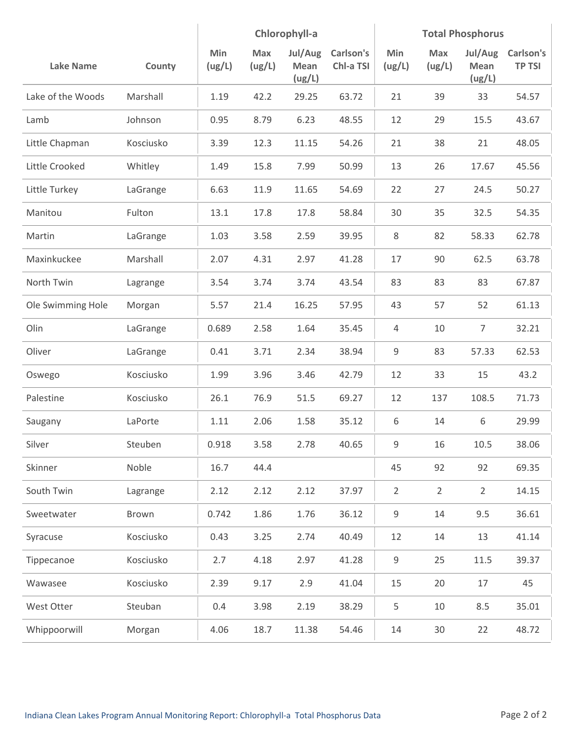| Lake Name | County | Chlorophyll-a | | | | Total Phosphorus | | | |
|---|---|---|---|---|---|---|---|---|---|
| | | Min (ug/L) | Max (ug/L) | Jul/Aug Mean (ug/L) | Carlson's Chl-a TSI | Min (ug/L) | Max (ug/L) | Jul/Aug Mean (ug/L) | Carlson's TP TSI |
| Lake of the Woods | Marshall | 1.19 | 42.2 | 29.25 | 63.72 | 21 | 39 | 33 | 54.57 |
| Lamb | Johnson | 0.95 | 8.79 | 6.23 | 48.55 | 12 | 29 | 15.5 | 43.67 |
| Little Chapman | Kosciusko | 3.39 | 12.3 | 11.15 | 54.26 | 21 | 38 | 21 | 48.05 |
| Little Crooked | Whitley | 1.49 | 15.8 | 7.99 | 50.99 | 13 | 26 | 17.67 | 45.56 |
| Little Turkey | LaGrange | 6.63 | 11.9 | 11.65 | 54.69 | 22 | 27 | 24.5 | 50.27 |
| Manitou | Fulton | 13.1 | 17.8 | 17.8 | 58.84 | 30 | 35 | 32.5 | 54.35 |
| Martin | LaGrange | 1.03 | 3.58 | 2.59 | 39.95 | 8 | 82 | 58.33 | 62.78 |
| Maxinkuckee | Marshall | 2.07 | 4.31 | 2.97 | 41.28 | 17 | 90 | 62.5 | 63.78 |
| North Twin | Lagrange | 3.54 | 3.74 | 3.74 | 43.54 | 83 | 83 | 83 | 67.87 |
| Ole Swimming Hole | Morgan | 5.57 | 21.4 | 16.25 | 57.95 | 43 | 57 | 52 | 61.13 |
| Olin | LaGrange | 0.689 | 2.58 | 1.64 | 35.45 | 4 | 10 | 7 | 32.21 |
| Oliver | LaGrange | 0.41 | 3.71 | 2.34 | 38.94 | 9 | 83 | 57.33 | 62.53 |
| Oswego | Kosciusko | 1.99 | 3.96 | 3.46 | 42.79 | 12 | 33 | 15 | 43.2 |
| Palestine | Kosciusko | 26.1 | 76.9 | 51.5 | 69.27 | 12 | 137 | 108.5 | 71.73 |
| Saugany | LaPorte | 1.11 | 2.06 | 1.58 | 35.12 | 6 | 14 | 6 | 29.99 |
| Silver | Steuben | 0.918 | 3.58 | 2.78 | 40.65 | 9 | 16 | 10.5 | 38.06 |
| Skinner | Noble | 16.7 | 44.4 | | | 45 | 92 | 92 | 69.35 |
| South Twin | Lagrange | 2.12 | 2.12 | 2.12 | 37.97 | 2 | 2 | 2 | 14.15 |
| Sweetwater | Brown | 0.742 | 1.86 | 1.76 | 36.12 | 9 | 14 | 9.5 | 36.61 |
| Syracuse | Kosciusko | 0.43 | 3.25 | 2.74 | 40.49 | 12 | 14 | 13 | 41.14 |
| Tippecanoe | Kosciusko | 2.7 | 4.18 | 2.97 | 41.28 | 9 | 25 | 11.5 | 39.37 |
| Wawasee | Kosciusko | 2.39 | 9.17 | 2.9 | 41.04 | 15 | 20 | 17 | 45 |
| West Otter | Steuban | 0.4 | 3.98 | 2.19 | 38.29 | 5 | 10 | 8.5 | 35.01 |
| Whippoorwill | Morgan | 4.06 | 18.7 | 11.38 | 54.46 | 14 | 30 | 22 | 48.72 |

Indiana Clean Lakes Program Annual Monitoring Report: Chlorophyll-a Total Phosphorus Data